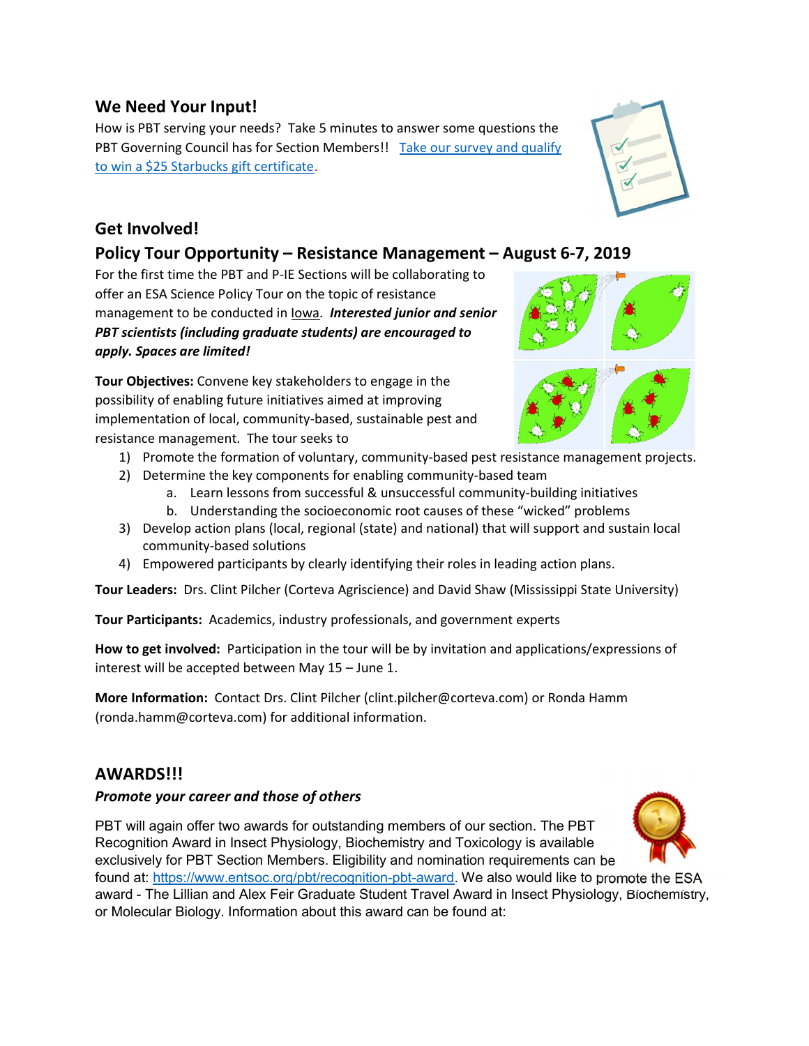## We Need Your Input!

How is PBT serving your needs? Take 5 minutes to answer some questions the PBT Governing Council has for Section Members!! Take our survey and qualify to win a $25 Starbucks gift certificate.

## Get Involved!

## Policy Tour Opportunity – Resistance Management – August 6-7, 2019

For the first time the PBT and P-IE Sections will be collaborating to offer an ESA Science Policy Tour on the topic of resistance management to be conducted in Iowa. ***Interested junior and senior PBT scientists (including graduate students) are encouraged to apply. Spaces are limited!***

**Tour Objectives:** Convene key stakeholders to engage in the possibility of enabling future initiatives aimed at improving implementation of local, community-based, sustainable pest and resistance management. The tour seeks to

1) Promote the formation of voluntary, community-based pest resistance management projects.
2) Determine the key components for enabling community-based team
   a. Learn lessons from successful & unsuccessful community-building initiatives
   b. Understanding the socioeconomic root causes of these "wicked" problems
3) Develop action plans (local, regional (state) and national) that will support and sustain local community-based solutions
4) Empowered participants by clearly identifying their roles in leading action plans.

**Tour Leaders:** Drs. Clint Pilcher (Corteva Agriscience) and David Shaw (Mississippi State University)

**Tour Participants:** Academics, industry professionals, and government experts

**How to get involved:** Participation in the tour will be by invitation and applications/expressions of interest will be accepted between May 15 – June 1.

**More Information:** Contact Drs. Clint Pilcher (clint.pilcher@corteva.com) or Ronda Hamm (ronda.hamm@corteva.com) for additional information.

## AWARDS!!!

### *Promote your career and those of others*

PBT will again offer two awards for outstanding members of our section. The PBT Recognition Award in Insect Physiology, Biochemistry and Toxicology is available exclusively for PBT Section Members. Eligibility and nomination requirements can be found at: https://www.entsoc.org/pbt/recognition-pbt-award. We also would like to promote the ESA award - The Lillian and Alex Feir Graduate Student Travel Award in Insect Physiology, Biochemistry, or Molecular Biology. Information about this award can be found at: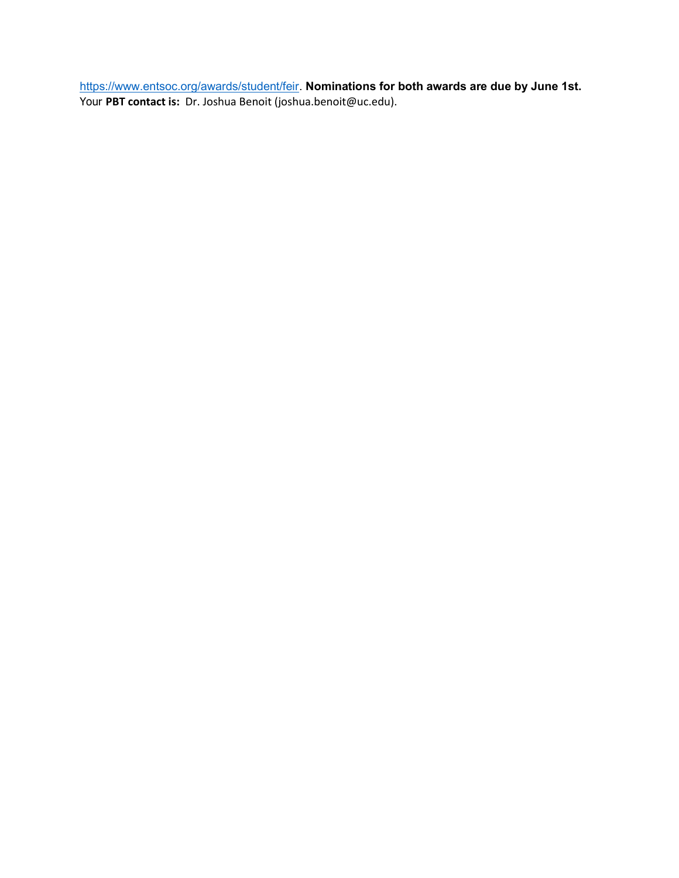https://www.entsoc.org/awards/student/feir. **Nominations for both awards are due by June 1st.**
Your **PBT contact is:** Dr. Joshua Benoit (joshua.benoit@uc.edu).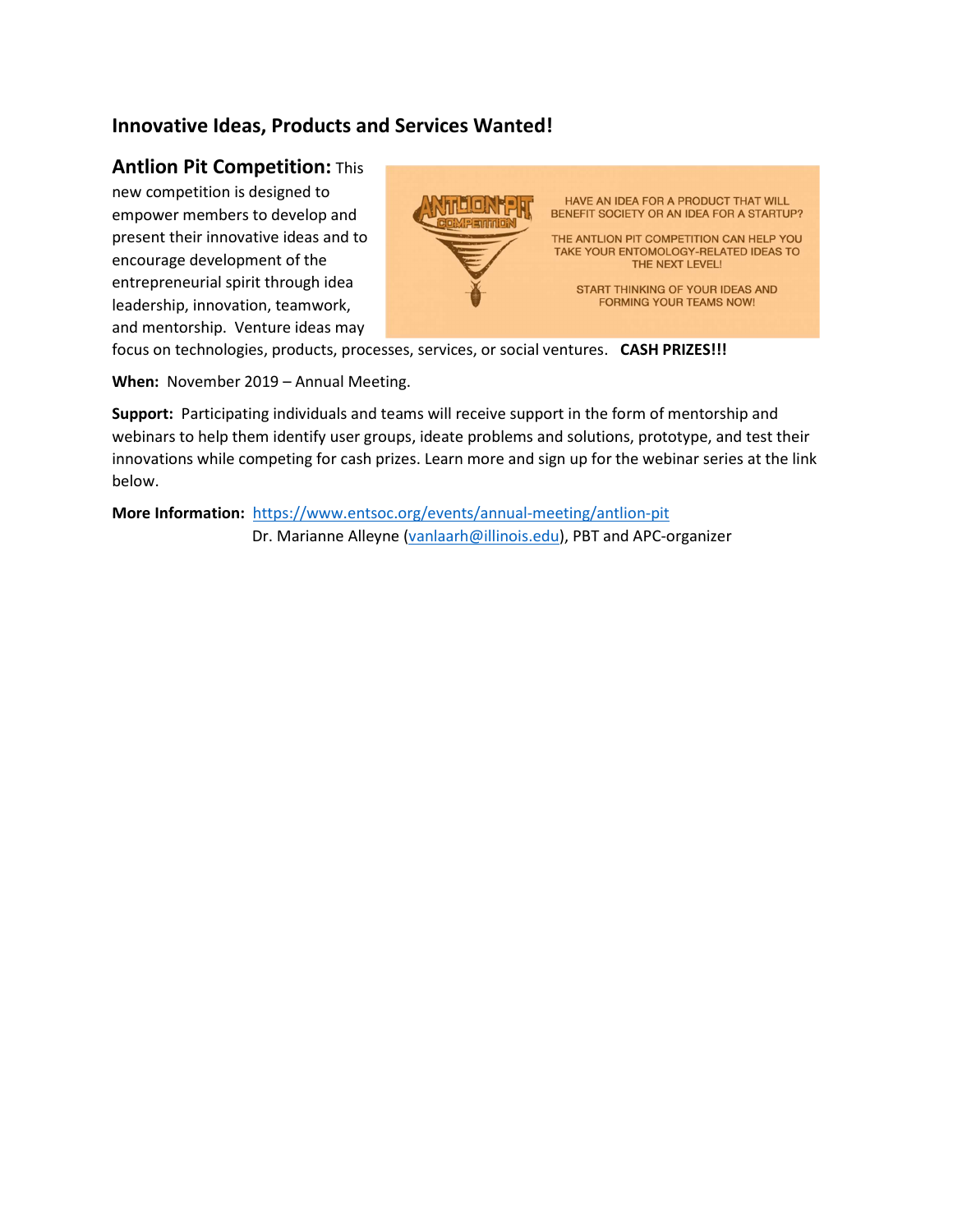## Innovative Ideas, Products and Services Wanted!

**Antlion Pit Competition:** This new competition is designed to empower members to develop and present their innovative ideas and to encourage development of the entrepreneurial spirit through idea leadership, innovation, teamwork, and mentorship. Venture ideas may focus on technologies, products, processes, services, or social ventures. **CASH PRIZES!!!**

ANTLION PIT COMPETITION

HAVE AN IDEA FOR A PRODUCT THAT WILL BENEFIT SOCIETY OR AN IDEA FOR A STARTUP?

THE ANTLION PIT COMPETITION CAN HELP YOU TAKE YOUR ENTOMOLOGY-RELATED IDEAS TO THE NEXT LEVEL!

START THINKING OF YOUR IDEAS AND FORMING YOUR TEAMS NOW!

**When:** November 2019 – Annual Meeting.

**Support:** Participating individuals and teams will receive support in the form of mentorship and webinars to help them identify user groups, ideate problems and solutions, prototype, and test their innovations while competing for cash prizes. Learn more and sign up for the webinar series at the link below.

**More Information:** https://www.entsoc.org/events/annual-meeting/antlion-pit
Dr. Marianne Alleyne (vanlaarh@illinois.edu), PBT and APC-organizer